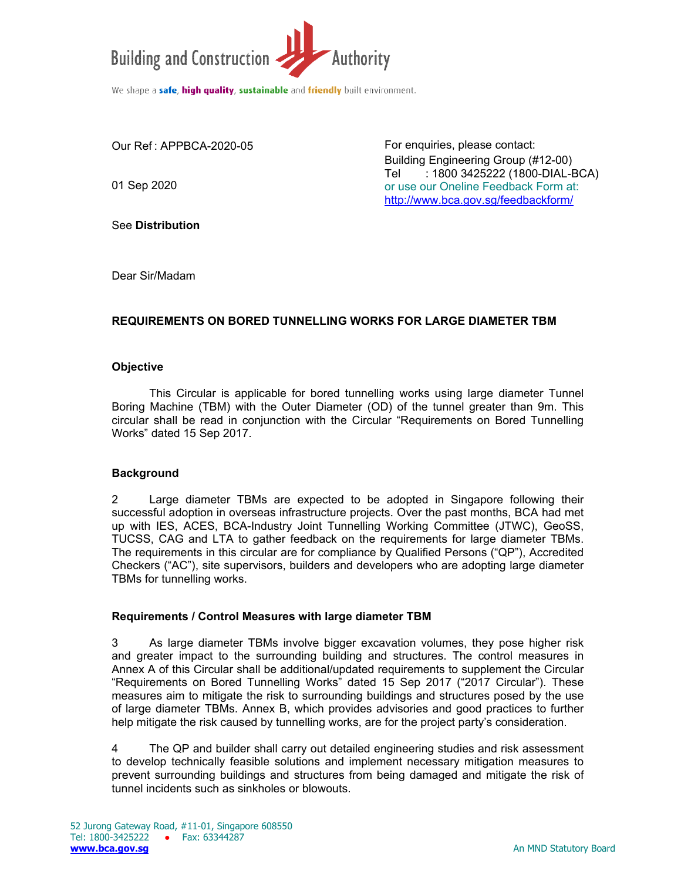Building and Construction Authority

We shape a **safe**, **high quality**, **sustainable** and **friendly** built environment.

Our Ref : APPBCA-2020-05

01 Sep 2020

For enquiries, please contact:
Building Engineering Group (#12-00)
Tel : 1800 3425222 (1800-DIAL-BCA)
or use our Oneline Feedback Form at:
http://www.bca.gov.sg/feedbackform/

See **Distribution**

Dear Sir/Madam

**REQUIREMENTS ON BORED TUNNELLING WORKS FOR LARGE DIAMETER TBM**

**Objective**

This Circular is applicable for bored tunnelling works using large diameter Tunnel Boring Machine (TBM) with the Outer Diameter (OD) of the tunnel greater than 9m. This circular shall be read in conjunction with the Circular "Requirements on Bored Tunnelling Works" dated 15 Sep 2017.

**Background**

2 Large diameter TBMs are expected to be adopted in Singapore following their successful adoption in overseas infrastructure projects. Over the past months, BCA had met up with IES, ACES, BCA-Industry Joint Tunnelling Working Committee (JTWC), GeoSS, TUCSS, CAG and LTA to gather feedback on the requirements for large diameter TBMs. The requirements in this circular are for compliance by Qualified Persons ("QP"), Accredited Checkers ("AC"), site supervisors, builders and developers who are adopting large diameter TBMs for tunnelling works.

**Requirements / Control Measures with large diameter TBM**

3 As large diameter TBMs involve bigger excavation volumes, they pose higher risk and greater impact to the surrounding building and structures. The control measures in Annex A of this Circular shall be additional/updated requirements to supplement the Circular "Requirements on Bored Tunnelling Works" dated 15 Sep 2017 ("2017 Circular"). These measures aim to mitigate the risk to surrounding buildings and structures posed by the use of large diameter TBMs. Annex B, which provides advisories and good practices to further help mitigate the risk caused by tunnelling works, are for the project party's consideration.

4 The QP and builder shall carry out detailed engineering studies and risk assessment to develop technically feasible solutions and implement necessary mitigation measures to prevent surrounding buildings and structures from being damaged and mitigate the risk of tunnel incidents such as sinkholes or blowouts.

52 Jurong Gateway Road, #11-01, Singapore 608550
Tel: 1800-3425222 • Fax: 63344287
**www.bca.gov.sg**

An MND Statutory Board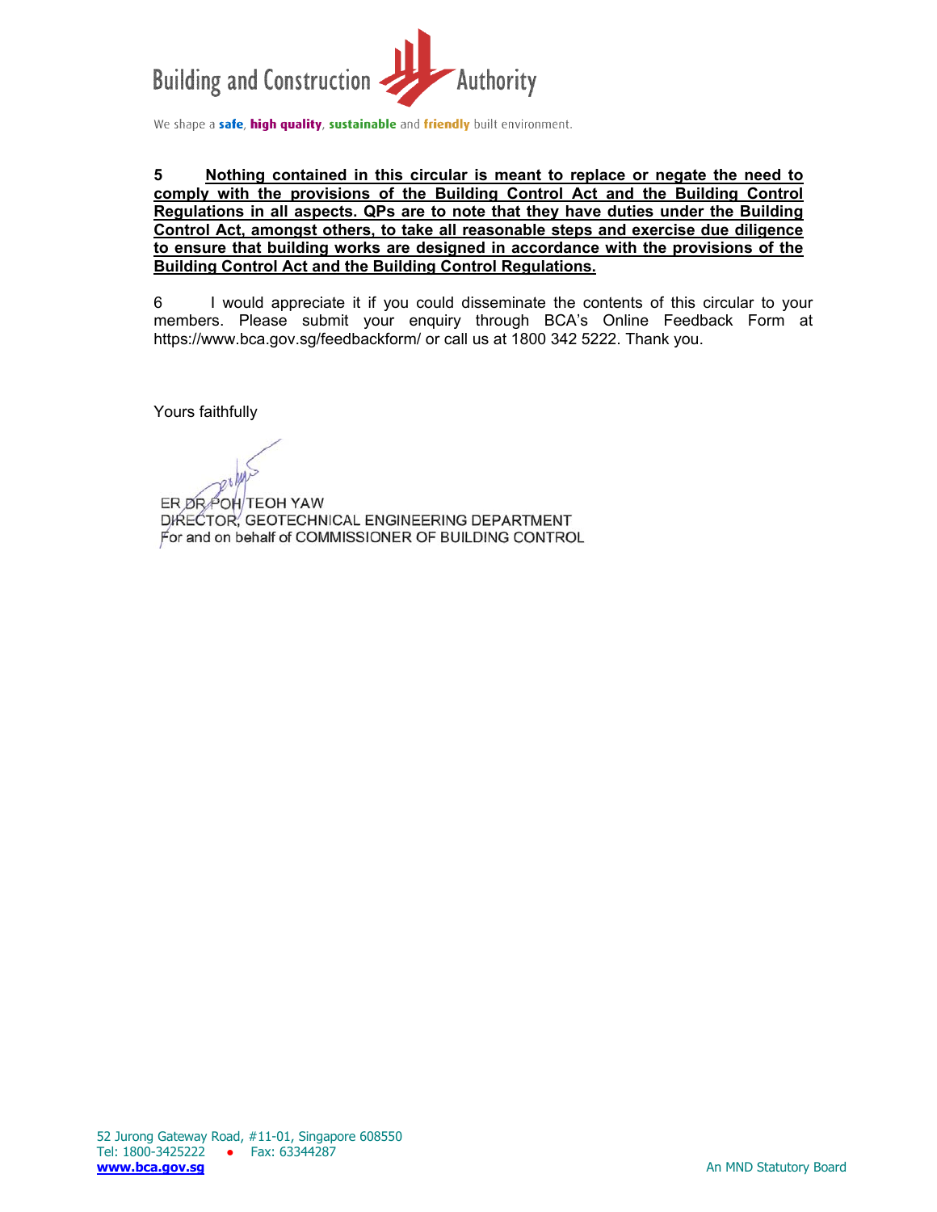**5 Nothing contained in this circular is meant to replace or negate the need to comply with the provisions of the Building Control Act and the Building Control Regulations in all aspects. QPs are to note that they have duties under the Building Control Act, amongst others, to take all reasonable steps and exercise due diligence to ensure that building works are designed in accordance with the provisions of the Building Control Act and the Building Control Regulations.**

6 I would appreciate it if you could disseminate the contents of this circular to your members. Please submit your enquiry through BCA's Online Feedback Form at https://www.bca.gov.sg/feedbackform/ or call us at 1800 342 5222. Thank you.

Yours faithfully

ER DR POH TEOH YAW
DIRECTOR, GEOTECHNICAL ENGINEERING DEPARTMENT
For and on behalf of COMMISSIONER OF BUILDING CONTROL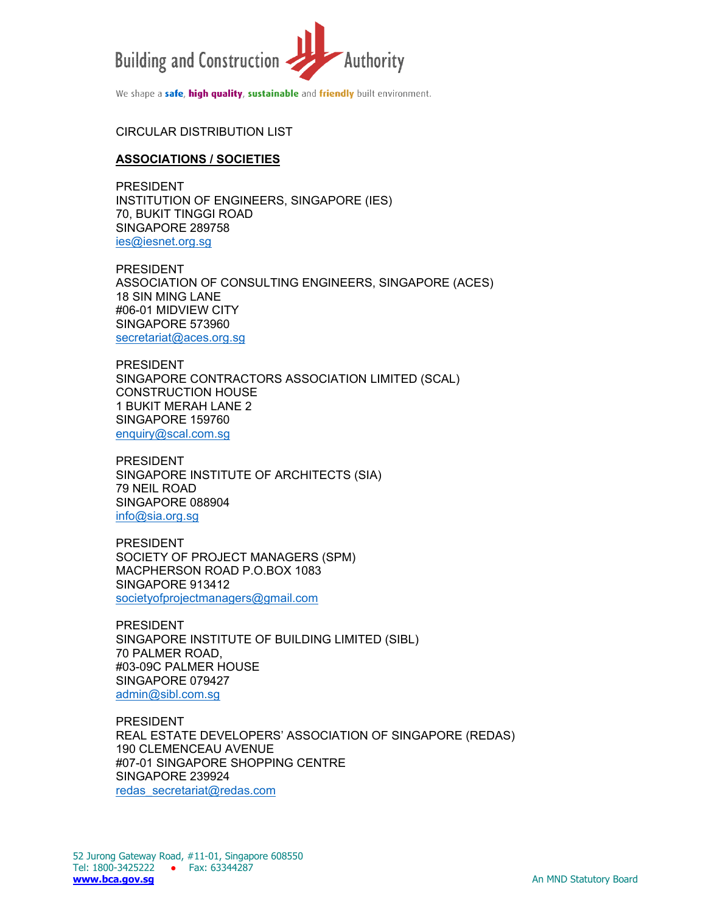CIRCULAR DISTRIBUTION LIST

**ASSOCIATIONS / SOCIETIES**

PRESIDENT
INSTITUTION OF ENGINEERS, SINGAPORE (IES)
70, BUKIT TINGGI ROAD
SINGAPORE 289758
ies@iesnet.org.sg

PRESIDENT
ASSOCIATION OF CONSULTING ENGINEERS, SINGAPORE (ACES)
18 SIN MING LANE
#06-01 MIDVIEW CITY
SINGAPORE 573960
secretariat@aces.org.sg

PRESIDENT
SINGAPORE CONTRACTORS ASSOCIATION LIMITED (SCAL)
CONSTRUCTION HOUSE
1 BUKIT MERAH LANE 2
SINGAPORE 159760
enquiry@scal.com.sg

PRESIDENT
SINGAPORE INSTITUTE OF ARCHITECTS (SIA)
79 NEIL ROAD
SINGAPORE 088904
info@sia.org.sg

PRESIDENT
SOCIETY OF PROJECT MANAGERS (SPM)
MACPHERSON ROAD P.O.BOX 1083
SINGAPORE 913412
societyofprojectmanagers@gmail.com

PRESIDENT
SINGAPORE INSTITUTE OF BUILDING LIMITED (SIBL)
70 PALMER ROAD,
#03-09C PALMER HOUSE
SINGAPORE 079427
admin@sibl.com.sg

PRESIDENT
REAL ESTATE DEVELOPERS' ASSOCIATION OF SINGAPORE (REDAS)
190 CLEMENCEAU AVENUE
#07-01 SINGAPORE SHOPPING CENTRE
SINGAPORE 239924
redas_secretariat@redas.com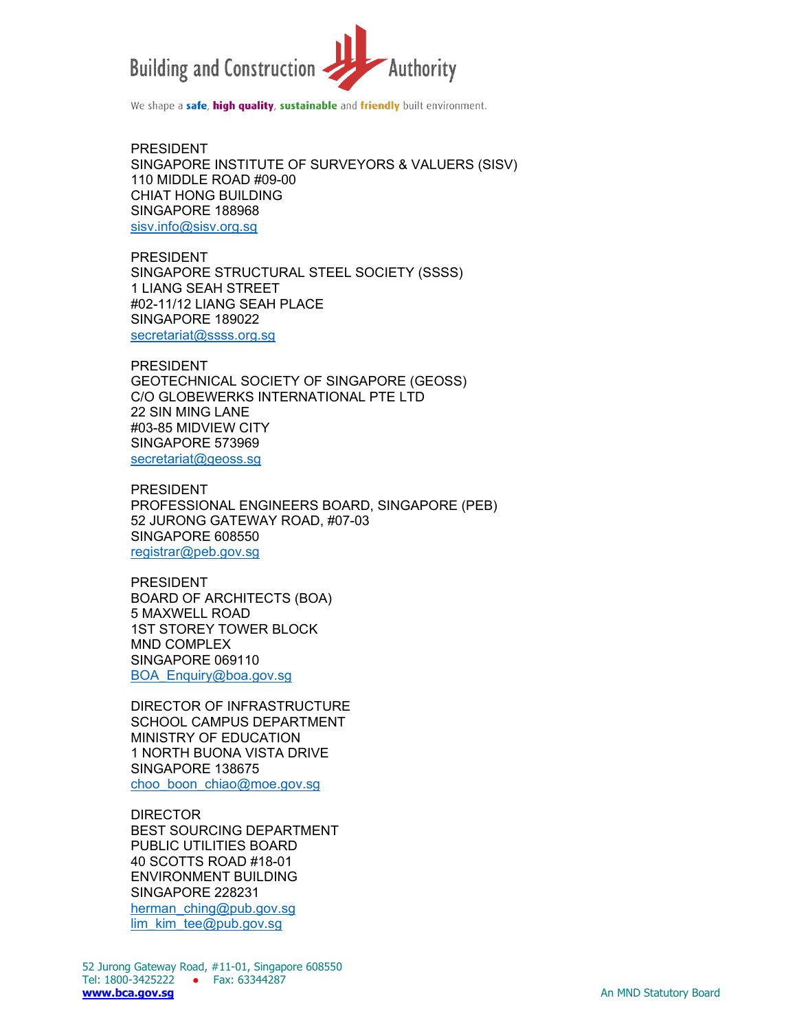PRESIDENT
SINGAPORE INSTITUTE OF SURVEYORS & VALUERS (SISV)
110 MIDDLE ROAD #09-00
CHIAT HONG BUILDING
SINGAPORE 188968
sisv.info@sisv.org.sg

PRESIDENT
SINGAPORE STRUCTURAL STEEL SOCIETY (SSSS)
1 LIANG SEAH STREET
#02-11/12 LIANG SEAH PLACE
SINGAPORE 189022
secretariat@ssss.org.sg

PRESIDENT
GEOTECHNICAL SOCIETY OF SINGAPORE (GEOSS)
C/O GLOBEWERKS INTERNATIONAL PTE LTD
22 SIN MING LANE
#03-85 MIDVIEW CITY
SINGAPORE 573969
secretariat@geoss.sg

PRESIDENT
PROFESSIONAL ENGINEERS BOARD, SINGAPORE (PEB)
52 JURONG GATEWAY ROAD, #07-03
SINGAPORE 608550
registrar@peb.gov.sg

PRESIDENT
BOARD OF ARCHITECTS (BOA)
5 MAXWELL ROAD
1ST STOREY TOWER BLOCK
MND COMPLEX
SINGAPORE 069110
BOA_Enquiry@boa.gov.sg

DIRECTOR OF INFRASTRUCTURE
SCHOOL CAMPUS DEPARTMENT
MINISTRY OF EDUCATION
1 NORTH BUONA VISTA DRIVE
SINGAPORE 138675
choo_boon_chiao@moe.gov.sg

DIRECTOR
BEST SOURCING DEPARTMENT
PUBLIC UTILITIES BOARD
40 SCOTTS ROAD #18-01
ENVIRONMENT BUILDING
SINGAPORE 228231
herman_ching@pub.gov.sg
lim_kim_tee@pub.gov.sg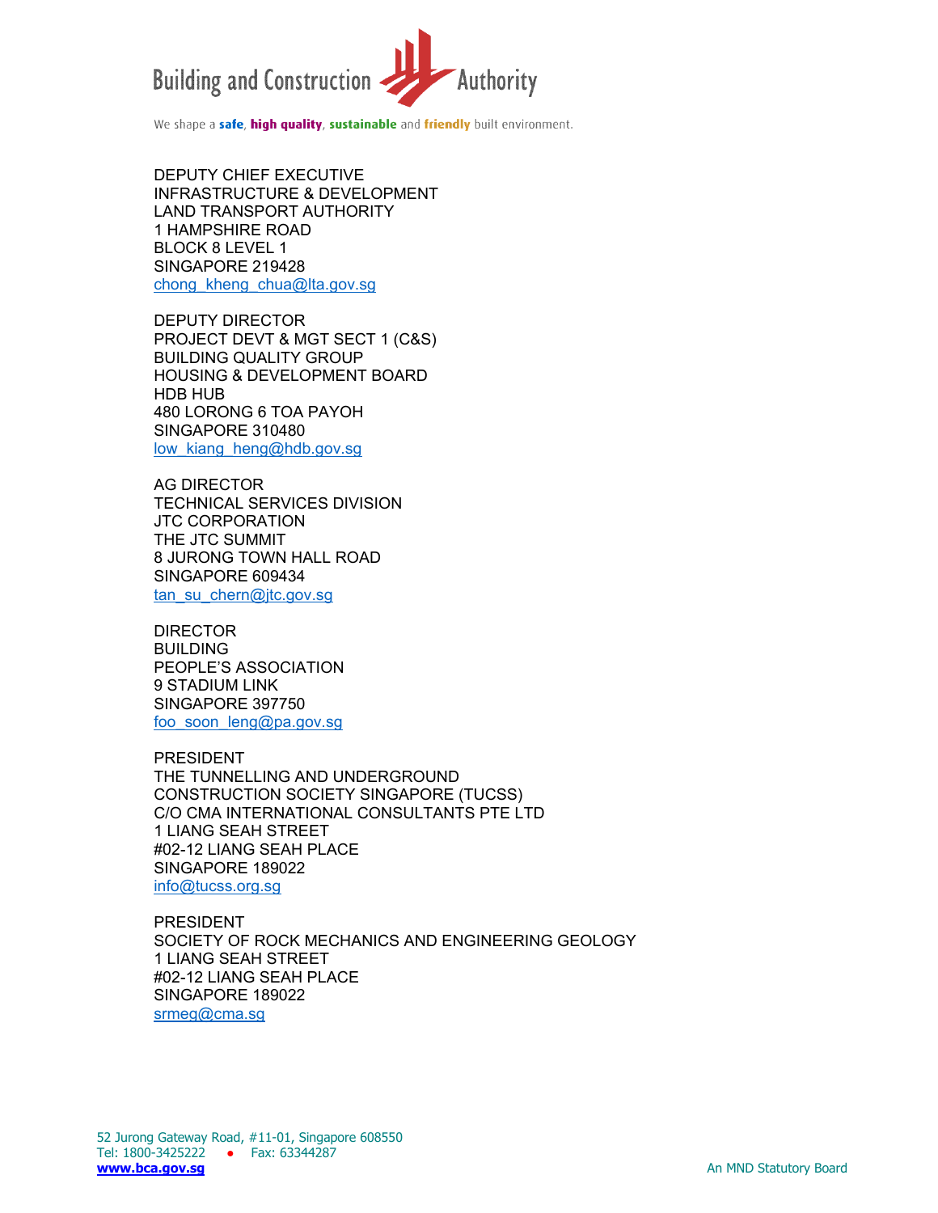DEPUTY CHIEF EXECUTIVE
INFRASTRUCTURE & DEVELOPMENT
LAND TRANSPORT AUTHORITY
1 HAMPSHIRE ROAD
BLOCK 8 LEVEL 1
SINGAPORE 219428
chong_kheng_chua@lta.gov.sg

DEPUTY DIRECTOR
PROJECT DEVT & MGT SECT 1 (C&S)
BUILDING QUALITY GROUP
HOUSING & DEVELOPMENT BOARD
HDB HUB
480 LORONG 6 TOA PAYOH
SINGAPORE 310480
low_kiang_heng@hdb.gov.sg

AG DIRECTOR
TECHNICAL SERVICES DIVISION
JTC CORPORATION
THE JTC SUMMIT
8 JURONG TOWN HALL ROAD
SINGAPORE 609434
tan_su_chern@jtc.gov.sg

DIRECTOR
BUILDING
PEOPLE'S ASSOCIATION
9 STADIUM LINK
SINGAPORE 397750
foo_soon_leng@pa.gov.sg

PRESIDENT
THE TUNNELLING AND UNDERGROUND
CONSTRUCTION SOCIETY SINGAPORE (TUCSS)
C/O CMA INTERNATIONAL CONSULTANTS PTE LTD
1 LIANG SEAH STREET
#02-12 LIANG SEAH PLACE
SINGAPORE 189022
info@tucss.org.sg

PRESIDENT
SOCIETY OF ROCK MECHANICS AND ENGINEERING GEOLOGY
1 LIANG SEAH STREET
#02-12 LIANG SEAH PLACE
SINGAPORE 189022
srmeg@cma.sg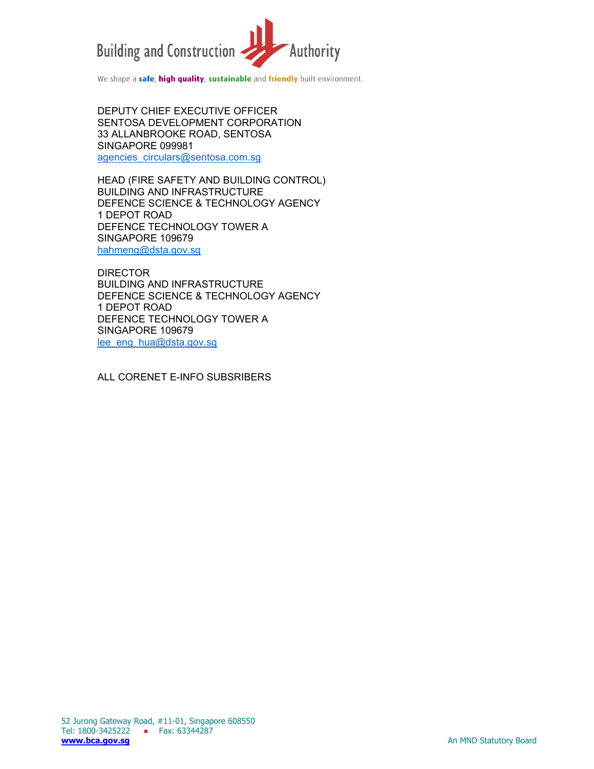DEPUTY CHIEF EXECUTIVE OFFICER
SENTOSA DEVELOPMENT CORPORATION
33 ALLANBROOKE ROAD, SENTOSA
SINGAPORE 099981
agencies_circulars@sentosa.com.sg

HEAD (FIRE SAFETY AND BUILDING CONTROL)
BUILDING AND INFRASTRUCTURE
DEFENCE SCIENCE & TECHNOLOGY AGENCY
1 DEPOT ROAD
DEFENCE TECHNOLOGY TOWER A
SINGAPORE 109679
hahmeng@dsta.gov.sg

DIRECTOR
BUILDING AND INFRASTRUCTURE
DEFENCE SCIENCE & TECHNOLOGY AGENCY
1 DEPOT ROAD
DEFENCE TECHNOLOGY TOWER A
SINGAPORE 109679
lee_eng_hua@dsta.gov.sg

ALL CORENET E-INFO SUBSRIBERS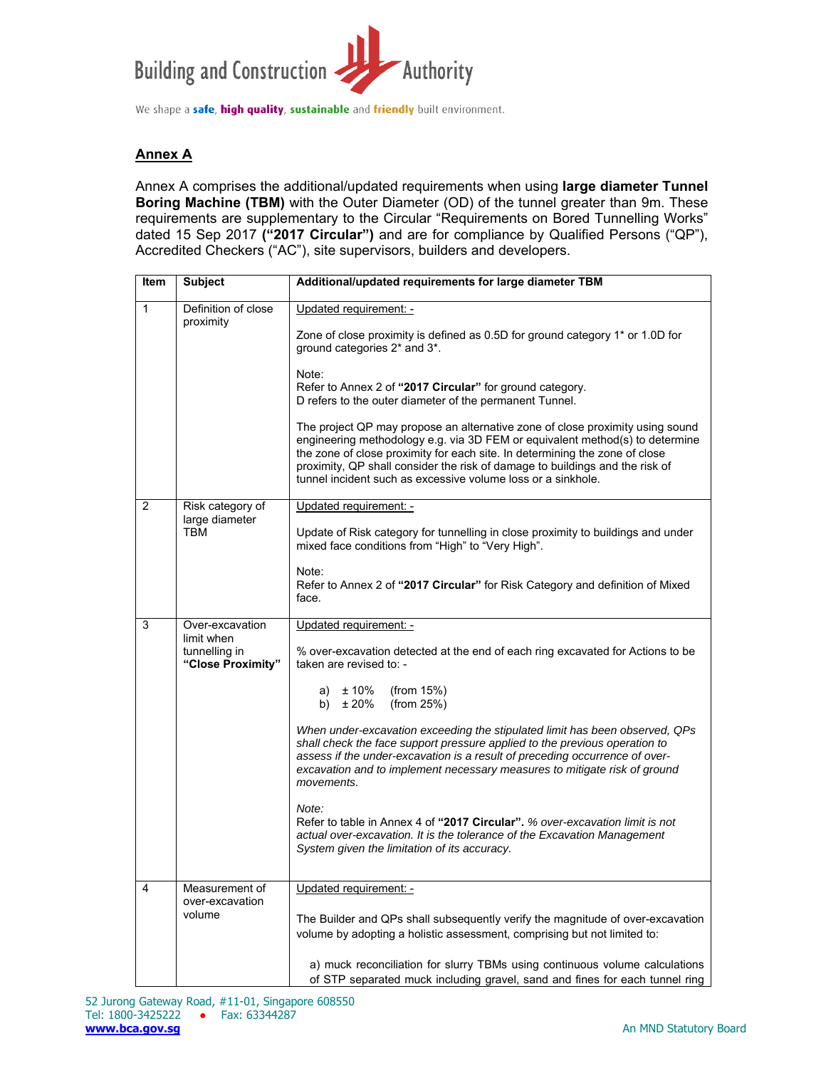## Annex A

Annex A comprises the additional/updated requirements when using **large diameter Tunnel Boring Machine (TBM)** with the Outer Diameter (OD) of the tunnel greater than 9m. These requirements are supplementary to the Circular "Requirements on Bored Tunnelling Works" dated 15 Sep 2017 **("2017 Circular")** and are for compliance by Qualified Persons ("QP"), Accredited Checkers ("AC"), site supervisors, builders and developers.

| Item | Subject | Additional/updated requirements for large diameter TBM |
|---|---|---|
| 1 | Definition of close proximity | Updated requirement: -<br><br>Zone of close proximity is defined as 0.5D for ground category 1* or 1.0D for ground categories 2* and 3*.<br><br>Note:<br>Refer to Annex 2 of **"2017 Circular"** for ground category.<br>D refers to the outer diameter of the permanent Tunnel.<br><br>The project QP may propose an alternative zone of close proximity using sound engineering methodology e.g. via 3D FEM or equivalent method(s) to determine the zone of close proximity for each site. In determining the zone of close proximity, QP shall consider the risk of damage to buildings and the risk of tunnel incident such as excessive volume loss or a sinkhole. |
| 2 | Risk category of large diameter TBM | Updated requirement: -<br><br>Update of Risk category for tunnelling in close proximity to buildings and under mixed face conditions from "High" to "Very High".<br><br>Note:<br>Refer to Annex 2 of **"2017 Circular"** for Risk Category and definition of Mixed face. |
| 3 | Over-excavation limit when tunnelling in **"Close Proximity"** | Updated requirement: -<br><br>% over-excavation detected at the end of each ring excavated for Actions to be taken are revised to: -<br><br>a) ± 10% (from 15%)<br>b) ± 20% (from 25%)<br><br>*When under-excavation exceeding the stipulated limit has been observed, QPs shall check the face support pressure applied to the previous operation to assess if the under-excavation is a result of preceding occurrence of over-excavation and to implement necessary measures to mitigate risk of ground movements.*<br><br>*Note:*<br>Refer to table in Annex 4 of **"2017 Circular"**. *% over-excavation limit is not actual over-excavation. It is the tolerance of the Excavation Management System given the limitation of its accuracy.* |
| 4 | Measurement of over-excavation volume | Updated requirement: -<br><br>The Builder and QPs shall subsequently verify the magnitude of over-excavation volume by adopting a holistic assessment, comprising but not limited to:<br><br>a) muck reconciliation for slurry TBMs using continuous volume calculations of STP separated muck including gravel, sand and fines for each tunnel ring |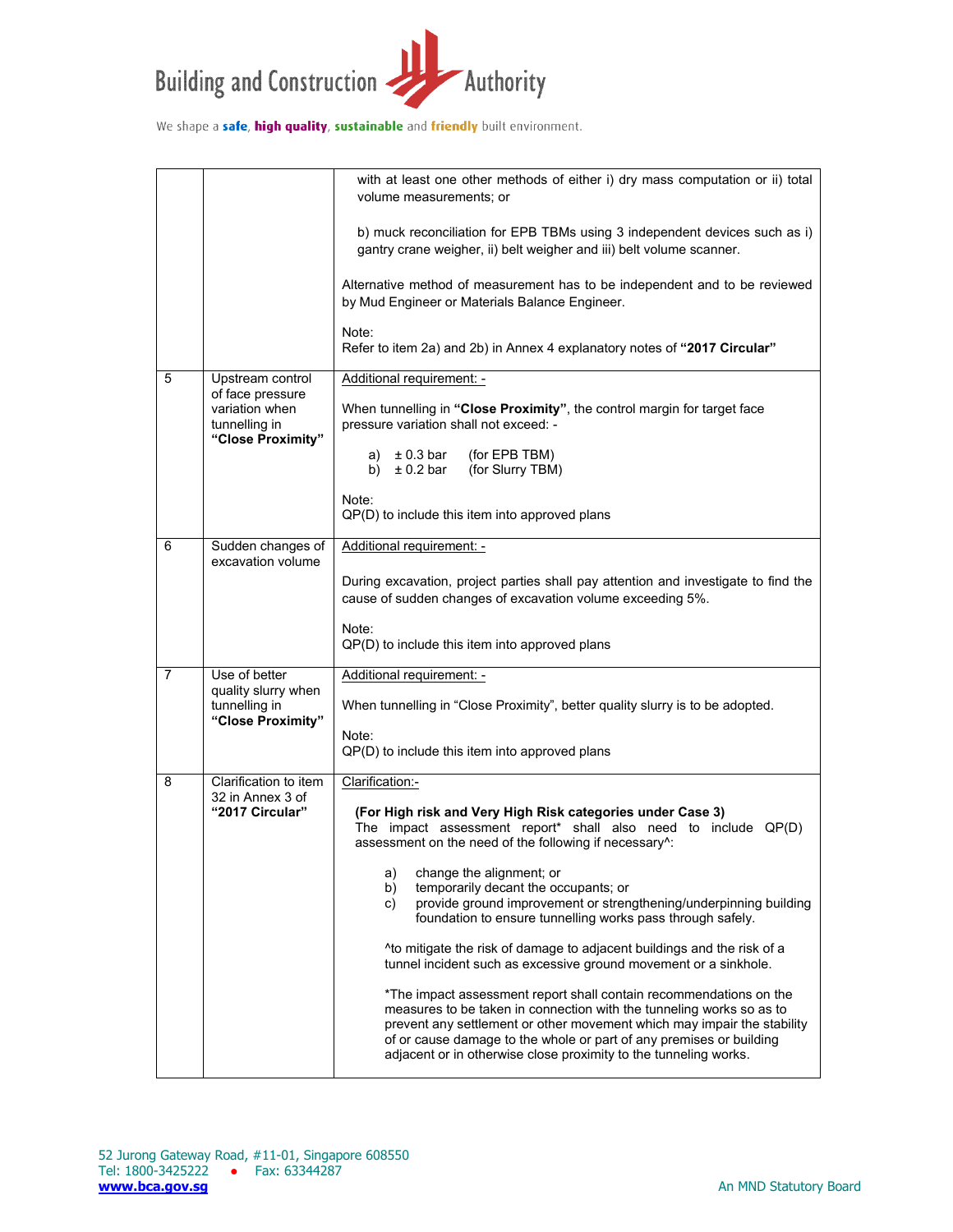| | | |
|---|---|---|
| | | with at least one other methods of either i) dry mass computation or ii) total volume measurements; or<br><br>b) muck reconciliation for EPB TBMs using 3 independent devices such as i) gantry crane weigher, ii) belt weigher and iii) belt volume scanner.<br><br>Alternative method of measurement has to be independent and to be reviewed by Mud Engineer or Materials Balance Engineer.<br><br>Note:<br>Refer to item 2a) and 2b) in Annex 4 explanatory notes of **"2017 Circular"** |
| 5 | Upstream control of face pressure variation when tunnelling in **"Close Proximity"** | Additional requirement: -<br><br>When tunnelling in **"Close Proximity"**, the control margin for target face pressure variation shall not exceed: -<br><br>a) ± 0.3 bar (for EPB TBM)<br>b) ± 0.2 bar (for Slurry TBM)<br><br>Note:<br>QP(D) to include this item into approved plans |
| 6 | Sudden changes of excavation volume | Additional requirement: -<br><br>During excavation, project parties shall pay attention and investigate to find the cause of sudden changes of excavation volume exceeding 5%.<br><br>Note:<br>QP(D) to include this item into approved plans |
| 7 | Use of better quality slurry when tunnelling in **"Close Proximity"** | Additional requirement: -<br><br>When tunnelling in "Close Proximity", better quality slurry is to be adopted.<br><br>Note:<br>QP(D) to include this item into approved plans |
| 8 | Clarification to item 32 in Annex 3 of **"2017 Circular"** | Clarification:-<br><br>**(For High risk and Very High Risk categories under Case 3)**<br>The impact assessment report* shall also need to include QP(D) assessment on the need of the following if necessary^:<br><br>a) change the alignment; or<br>b) temporarily decant the occupants; or<br>c) provide ground improvement or strengthening/underpinning building foundation to ensure tunnelling works pass through safely.<br><br>^to mitigate the risk of damage to adjacent buildings and the risk of a tunnel incident such as excessive ground movement or a sinkhole.<br><br>*The impact assessment report shall contain recommendations on the measures to be taken in connection with the tunneling works so as to prevent any settlement or other movement which may impair the stability of or cause damage to the whole or part of any premises or building adjacent or in otherwise close proximity to the tunneling works. |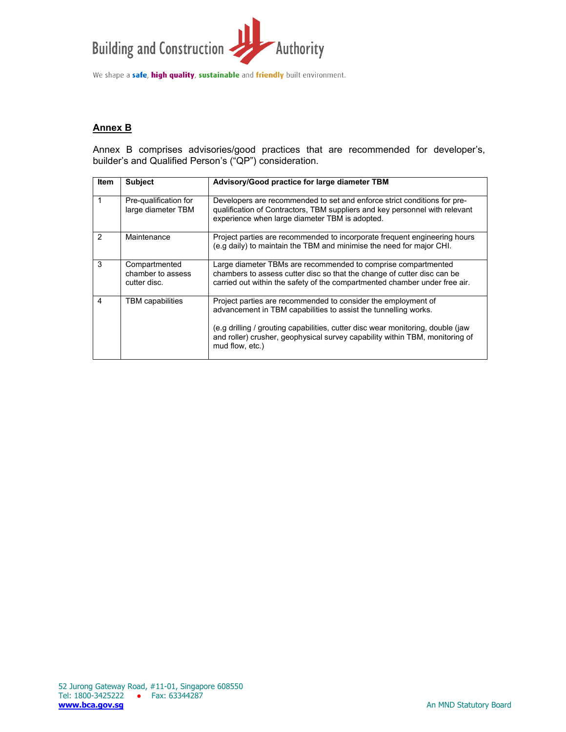## Annex B

Annex B comprises advisories/good practices that are recommended for developer's, builder's and Qualified Person's ("QP") consideration.

| Item | Subject | Advisory/Good practice for large diameter TBM |
|---|---|---|
| 1 | Pre-qualification for large diameter TBM | Developers are recommended to set and enforce strict conditions for pre-qualification of Contractors, TBM suppliers and key personnel with relevant experience when large diameter TBM is adopted. |
| 2 | Maintenance | Project parties are recommended to incorporate frequent engineering hours (e.g daily) to maintain the TBM and minimise the need for major CHI. |
| 3 | Compartmented chamber to assess cutter disc. | Large diameter TBMs are recommended to comprise compartmented chambers to assess cutter disc so that the change of cutter disc can be carried out within the safety of the compartmented chamber under free air. |
| 4 | TBM capabilities | Project parties are recommended to consider the employment of advancement in TBM capabilities to assist the tunnelling works.<br><br>(e.g drilling / grouting capabilities, cutter disc wear monitoring, double (jaw and roller) crusher, geophysical survey capability within TBM, monitoring of mud flow, etc.) |